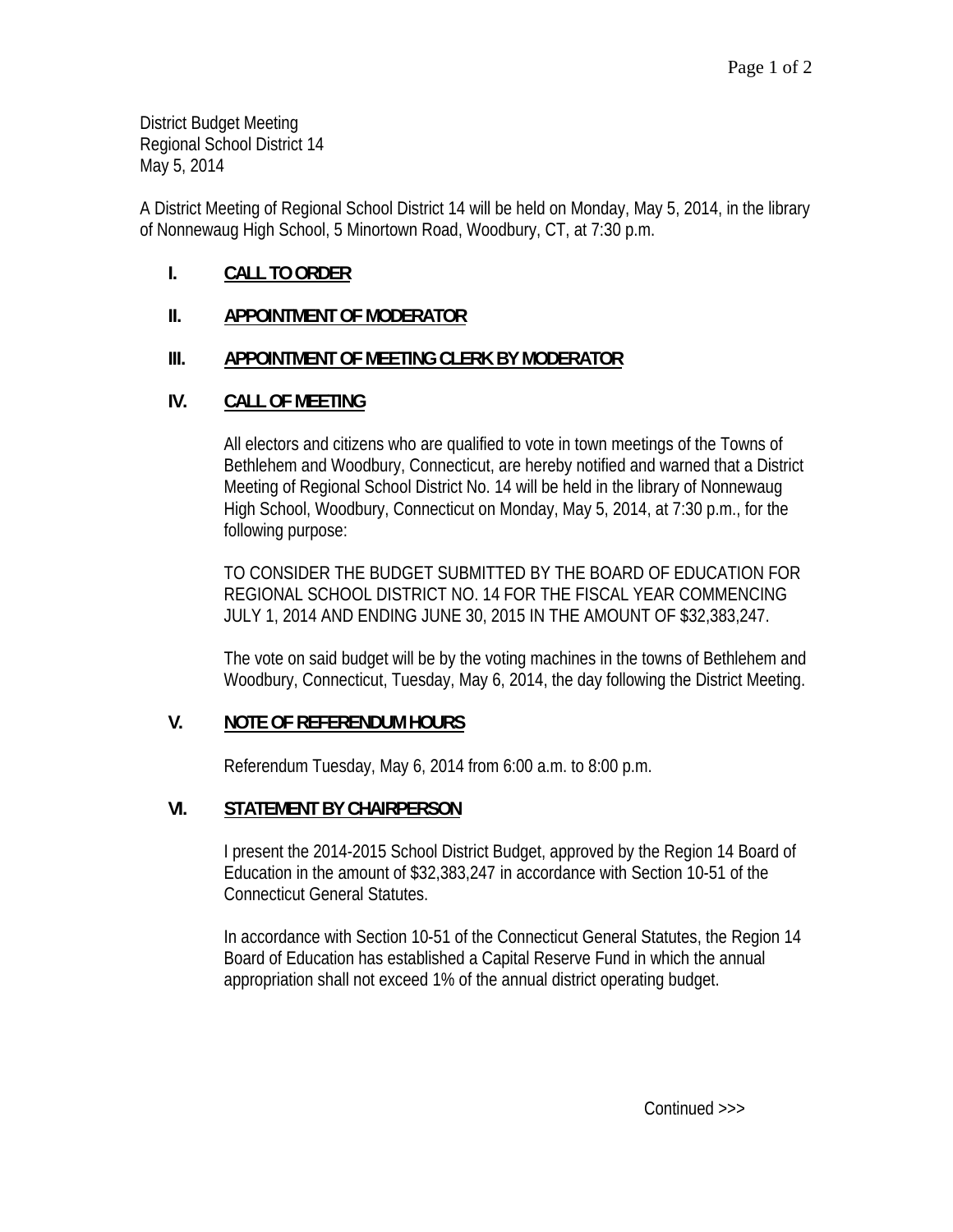District Budget Meeting
Regional School District 14
May 5, 2014

A District Meeting of Regional School District 14 will be held on Monday, May 5, 2014, in the library of Nonnewaug High School, 5 Minortown Road, Woodbury, CT, at 7:30 p.m.

## I. CALL TO ORDER

## II. APPOINTMENT OF MODERATOR

## III. APPOINTMENT OF MEETING CLERK BY MODERATOR

## IV. CALL OF MEETING

All electors and citizens who are qualified to vote in town meetings of the Towns of Bethlehem and Woodbury, Connecticut, are hereby notified and warned that a District Meeting of Regional School District No. 14 will be held in the library of Nonnewaug High School, Woodbury, Connecticut on Monday, May 5, 2014, at 7:30 p.m., for the following purpose:

TO CONSIDER THE BUDGET SUBMITTED BY THE BOARD OF EDUCATION FOR REGIONAL SCHOOL DISTRICT NO. 14 FOR THE FISCAL YEAR COMMENCING JULY 1, 2014 AND ENDING JUNE 30, 2015 IN THE AMOUNT OF $32,383,247.

The vote on said budget will be by the voting machines in the towns of Bethlehem and Woodbury, Connecticut, Tuesday, May 6, 2014, the day following the District Meeting.

## V. NOTE OF REFERENDUM HOURS

Referendum Tuesday, May 6, 2014 from 6:00 a.m. to 8:00 p.m.

## VI. STATEMENT BY CHAIRPERSON

I present the 2014-2015 School District Budget, approved by the Region 14 Board of Education in the amount of $32,383,247 in accordance with Section 10-51 of the Connecticut General Statutes.

In accordance with Section 10-51 of the Connecticut General Statutes, the Region 14 Board of Education has established a Capital Reserve Fund in which the annual appropriation shall not exceed 1% of the annual district operating budget.

Continued >>>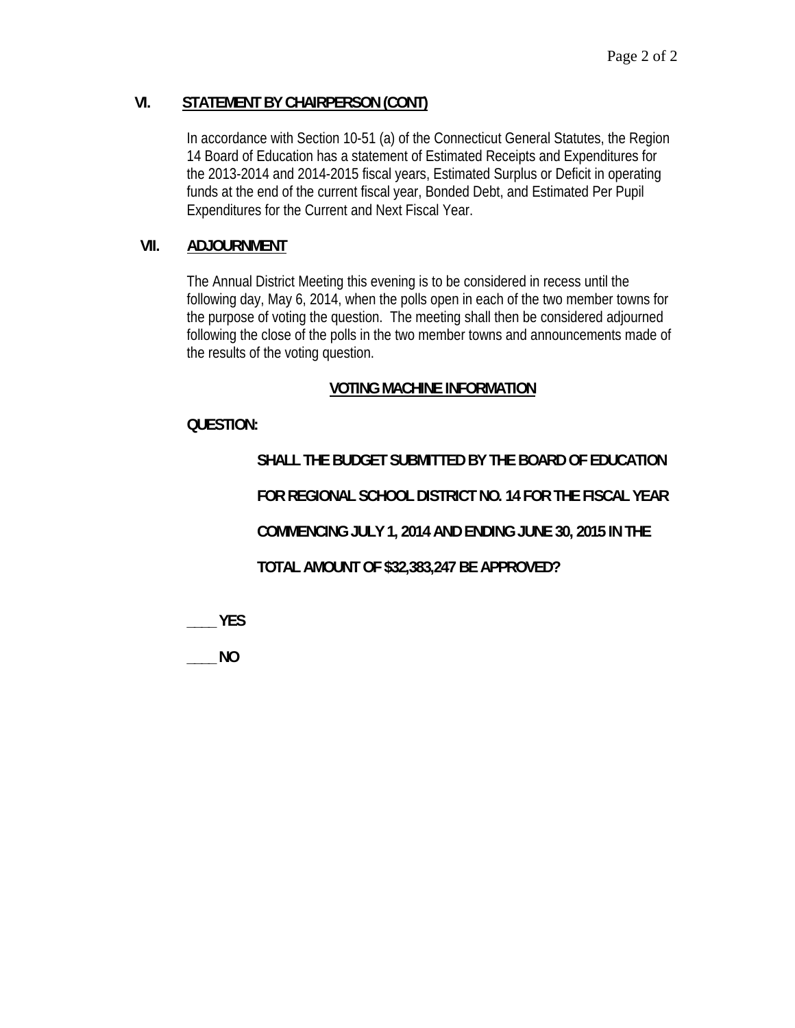## VI. STATEMENT BY CHAIRPERSON (CONT)

In accordance with Section 10-51 (a) of the Connecticut General Statutes, the Region 14 Board of Education has a statement of Estimated Receipts and Expenditures for the 2013-2014 and 2014-2015 fiscal years, Estimated Surplus or Deficit in operating funds at the end of the current fiscal year, Bonded Debt, and Estimated Per Pupil Expenditures for the Current and Next Fiscal Year.

## VII. ADJOURNMENT

The Annual District Meeting this evening is to be considered in recess until the following day, May 6, 2014, when the polls open in each of the two member towns for the purpose of voting the question. The meeting shall then be considered adjourned following the close of the polls in the two member towns and announcements made of the results of the voting question.

### VOTING MACHINE INFORMATION

**QUESTION:**

**SHALL THE BUDGET SUBMITTED BY THE BOARD OF EDUCATION FOR REGIONAL SCHOOL DISTRICT NO. 14 FOR THE FISCAL YEAR COMMENCING JULY 1, 2014 AND ENDING JUNE 30, 2015 IN THE TOTAL AMOUNT OF $32,383,247 BE APPROVED?**

**____ YES**

**____ NO**